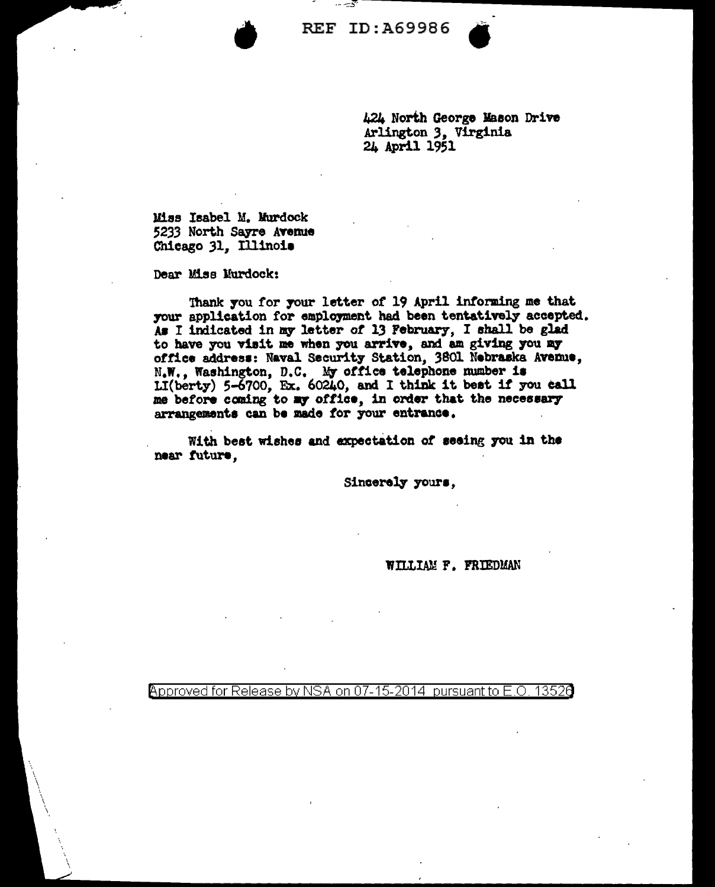REF ID:A69986

424 North George Mason Drive
Arlington 3, Virginia
24 April 1951

Miss Isabel M. Murdock
5233 North Sayre Avenue
Chicago 31, Illinois

Dear Miss Murdock:

Thank you for your letter of 19 April informing me that your application for employment had been tentatively accepted. As I indicated in my letter of 13 February, I shall be glad to have you visit me when you arrive, and am giving you my office address: Naval Security Station, 3801 Nebraska Avenue, N.W., Washington, D.C. My office telephone number is LI(berty) 5-6700, Ex. 60240, and I think it best if you call me before coming to my office, in order that the necessary arrangements can be made for your entrance.

With best wishes and expectation of seeing you in the near future,

Sincerely yours,

WILLIAM F. FRIEDMAN

Approved for Release by NSA on 07-15-2014 pursuant to E.O. 13526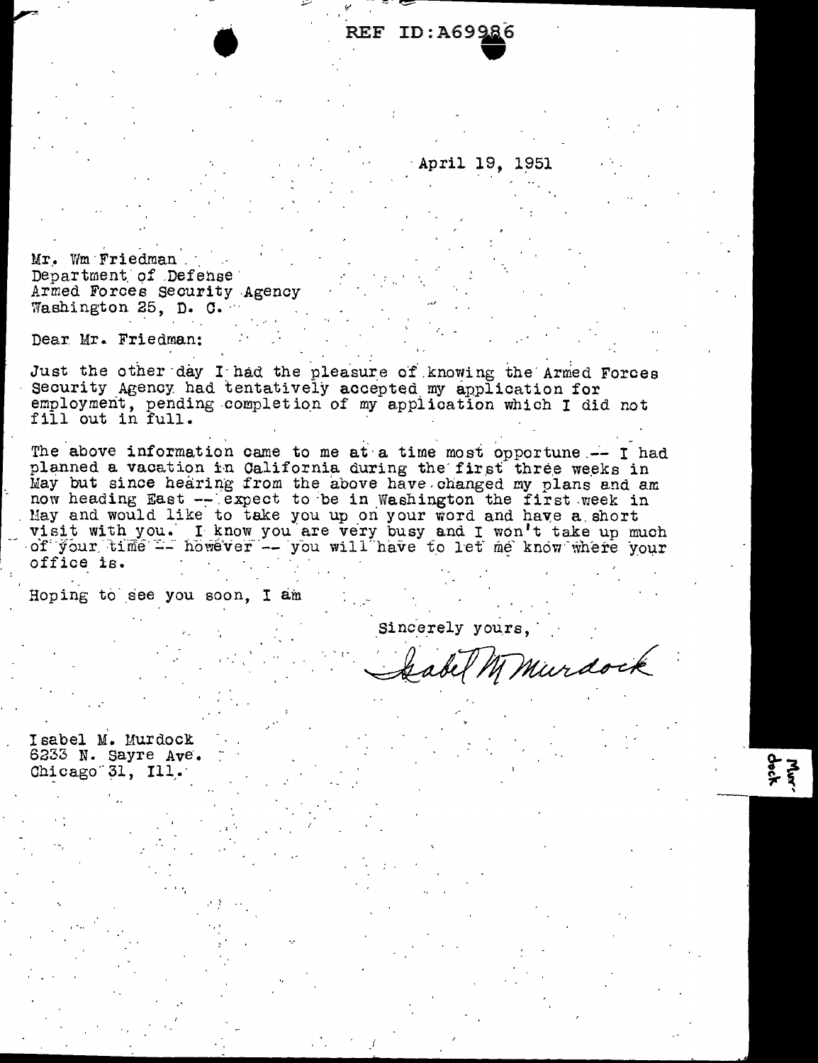REF ID:A69986

April 19, 1951

Mr. Wm Friedman
Department of Defense
Armed Forces Security Agency
Washington 25, D. C.

Dear Mr. Friedman:

Just the other day I had the pleasure of knowing the Armed Forces Security Agency had tentatively accepted my application for employment, pending completion of my application which I did not fill out in full.

The above information came to me at a time most opportune -- I had planned a vacation in California during the first three weeks in May but since hearing from the above have changed my plans and am now heading East -- expect to be in Washington the first week in May and would like to take you up on your word and have a short visit with you. I know you are very busy and I won't take up much of your time -- however -- you will have to let me know where your office is.

Hoping to see you soon, I am

Sincerely yours,

Isabel M Murdock

Isabel M. Murdock
6233 N. Sayre Ave.
Chicago 31, Ill.

Murdock